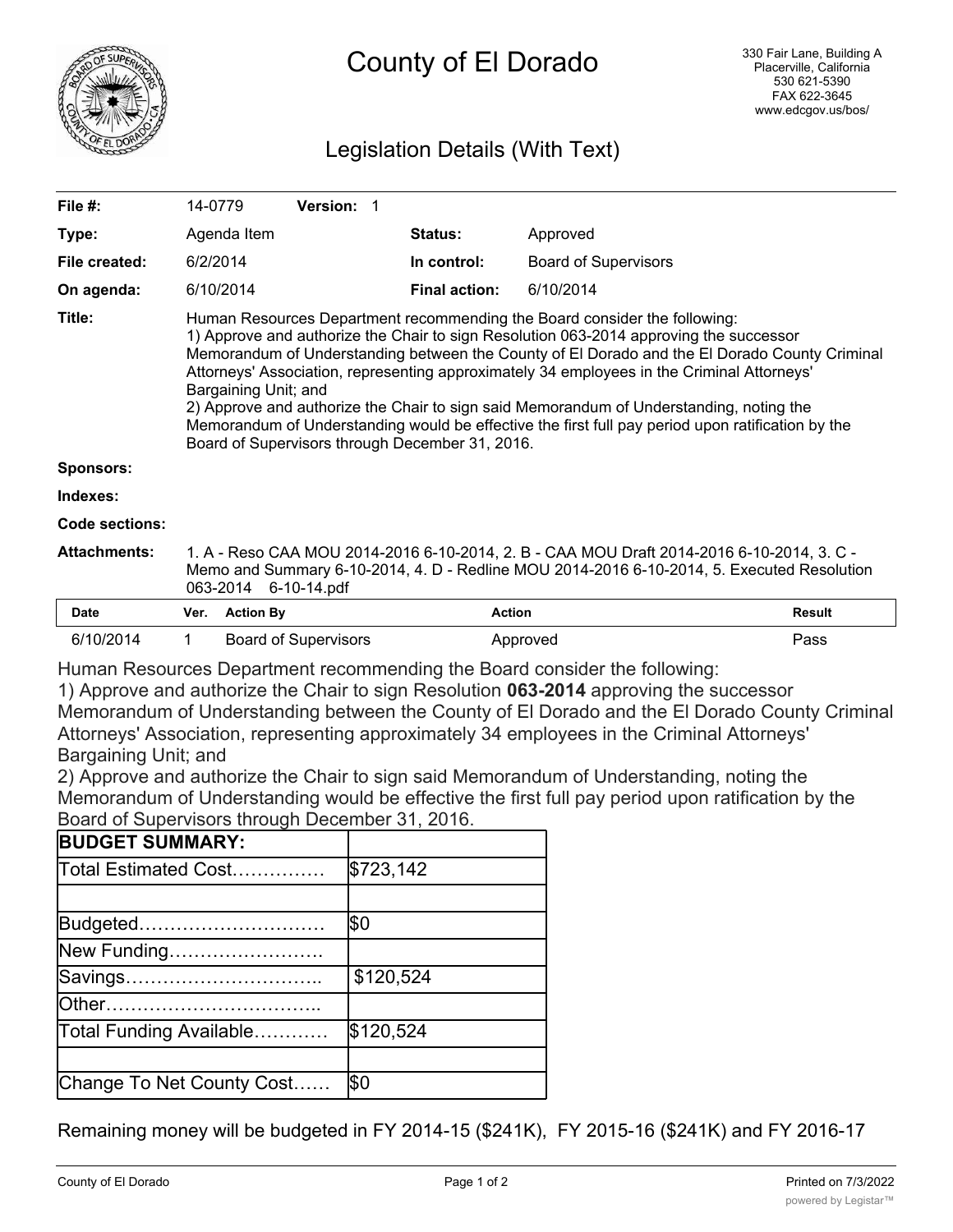# County of El Dorado

330 Fair Lane, Building A
Placerville, California
530 621-5390
FAX 622-3645
www.edcgov.us/bos/

## Legislation Details (With Text)

| | | | |
|---|---|---|---|
| **File #:** | 14-0779 **Version:** 1 | | |
| **Type:** | Agenda Item | **Status:** | Approved |
| **File created:** | 6/2/2014 | **In control:** | Board of Supervisors |
| **On agenda:** | 6/10/2014 | **Final action:** | 6/10/2014 |

**Title:** Human Resources Department recommending the Board consider the following:
1) Approve and authorize the Chair to sign Resolution 063-2014 approving the successor Memorandum of Understanding between the County of El Dorado and the El Dorado County Criminal Attorneys' Association, representing approximately 34 employees in the Criminal Attorneys' Bargaining Unit; and
2) Approve and authorize the Chair to sign said Memorandum of Understanding, noting the Memorandum of Understanding would be effective the first full pay period upon ratification by the Board of Supervisors through December 31, 2016.

**Sponsors:**

**Indexes:**

**Code sections:**

**Attachments:** 1. A - Reso CAA MOU 2014-2016 6-10-2014, 2. B - CAA MOU Draft 2014-2016 6-10-2014, 3. C - Memo and Summary 6-10-2014, 4. D - Redline MOU 2014-2016 6-10-2014, 5. Executed Resolution 063-2014 6-10-14.pdf

| Date | Ver. | Action By | Action | Result |
|---|---|---|---|---|
| 6/10/2014 | 1 | Board of Supervisors | Approved | Pass |

Human Resources Department recommending the Board consider the following:
1) Approve and authorize the Chair to sign Resolution **063-2014** approving the successor Memorandum of Understanding between the County of El Dorado and the El Dorado County Criminal Attorneys' Association, representing approximately 34 employees in the Criminal Attorneys' Bargaining Unit; and
2) Approve and authorize the Chair to sign said Memorandum of Understanding, noting the Memorandum of Understanding would be effective the first full pay period upon ratification by the Board of Supervisors through December 31, 2016.

| **BUDGET SUMMARY:** | |
|---|---|
| Total Estimated Cost…………… | $723,142 |
| | |
| Budgeted………………………… | $0 |
| New Funding……………………. | |
| Savings………………………….. | $120,524 |
| Other…………………………….. | |
| Total Funding Available………… | $120,524 |
| | |
| Change To Net County Cost…… | $0 |

Remaining money will be budgeted in FY 2014-15 ($241K), FY 2015-16 ($241K) and FY 2016-17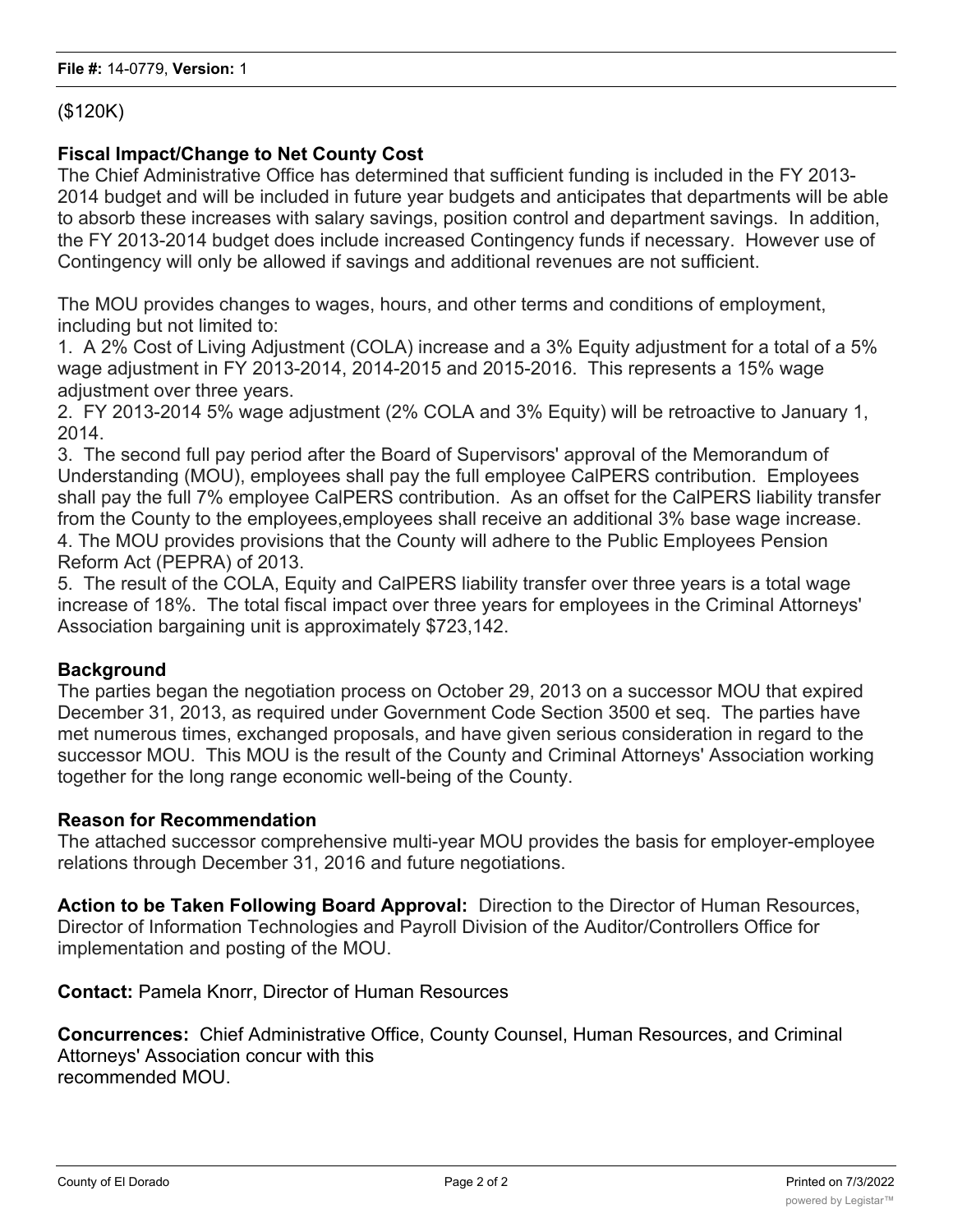($120K)

**Fiscal Impact/Change to Net County Cost**

The Chief Administrative Office has determined that sufficient funding is included in the FY 2013-2014 budget and will be included in future year budgets and anticipates that departments will be able to absorb these increases with salary savings, position control and department savings. In addition, the FY 2013-2014 budget does include increased Contingency funds if necessary. However use of Contingency will only be allowed if savings and additional revenues are not sufficient.

The MOU provides changes to wages, hours, and other terms and conditions of employment, including but not limited to:

1. A 2% Cost of Living Adjustment (COLA) increase and a 3% Equity adjustment for a total of a 5% wage adjustment in FY 2013-2014, 2014-2015 and 2015-2016. This represents a 15% wage adjustment over three years.
2. FY 2013-2014 5% wage adjustment (2% COLA and 3% Equity) will be retroactive to January 1, 2014.
3. The second full pay period after the Board of Supervisors' approval of the Memorandum of Understanding (MOU), employees shall pay the full employee CalPERS contribution. Employees shall pay the full 7% employee CalPERS contribution. As an offset for the CalPERS liability transfer from the County to the employees,employees shall receive an additional 3% base wage increase.
4. The MOU provides provisions that the County will adhere to the Public Employees Pension Reform Act (PEPRA) of 2013.
5. The result of the COLA, Equity and CalPERS liability transfer over three years is a total wage increase of 18%. The total fiscal impact over three years for employees in the Criminal Attorneys' Association bargaining unit is approximately $723,142.

**Background**

The parties began the negotiation process on October 29, 2013 on a successor MOU that expired December 31, 2013, as required under Government Code Section 3500 et seq. The parties have met numerous times, exchanged proposals, and have given serious consideration in regard to the successor MOU. This MOU is the result of the County and Criminal Attorneys' Association working together for the long range economic well-being of the County.

**Reason for Recommendation**

The attached successor comprehensive multi-year MOU provides the basis for employer-employee relations through December 31, 2016 and future negotiations.

**Action to be Taken Following Board Approval:** Direction to the Director of Human Resources, Director of Information Technologies and Payroll Division of the Auditor/Controllers Office for implementation and posting of the MOU.

**Contact:** Pamela Knorr, Director of Human Resources

**Concurrences:** Chief Administrative Office, County Counsel, Human Resources, and Criminal Attorneys' Association concur with this recommended MOU.